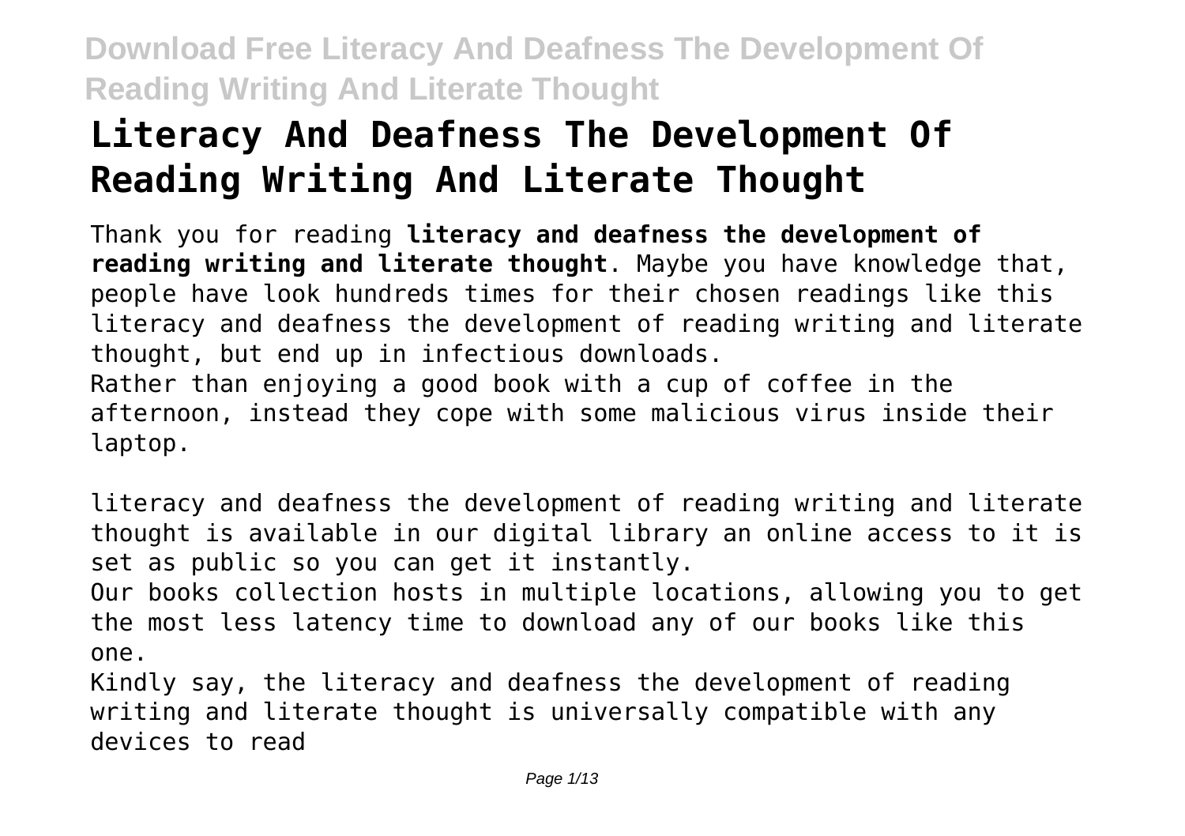# Literacy And Deafness The Development Of Reading Writing And Literate Thought

Thank you for reading **literacy and deafness the development of reading writing and literate thought**. Maybe you have knowledge that, people have look hundreds times for their chosen readings like this literacy and deafness the development of reading writing and literate thought, but end up in infectious downloads.
Rather than enjoying a good book with a cup of coffee in the afternoon, instead they cope with some malicious virus inside their laptop.

literacy and deafness the development of reading writing and literate thought is available in our digital library an online access to it is set as public so you can get it instantly.
Our books collection hosts in multiple locations, allowing you to get the most less latency time to download any of our books like this one.
Kindly say, the literacy and deafness the development of reading writing and literate thought is universally compatible with any devices to read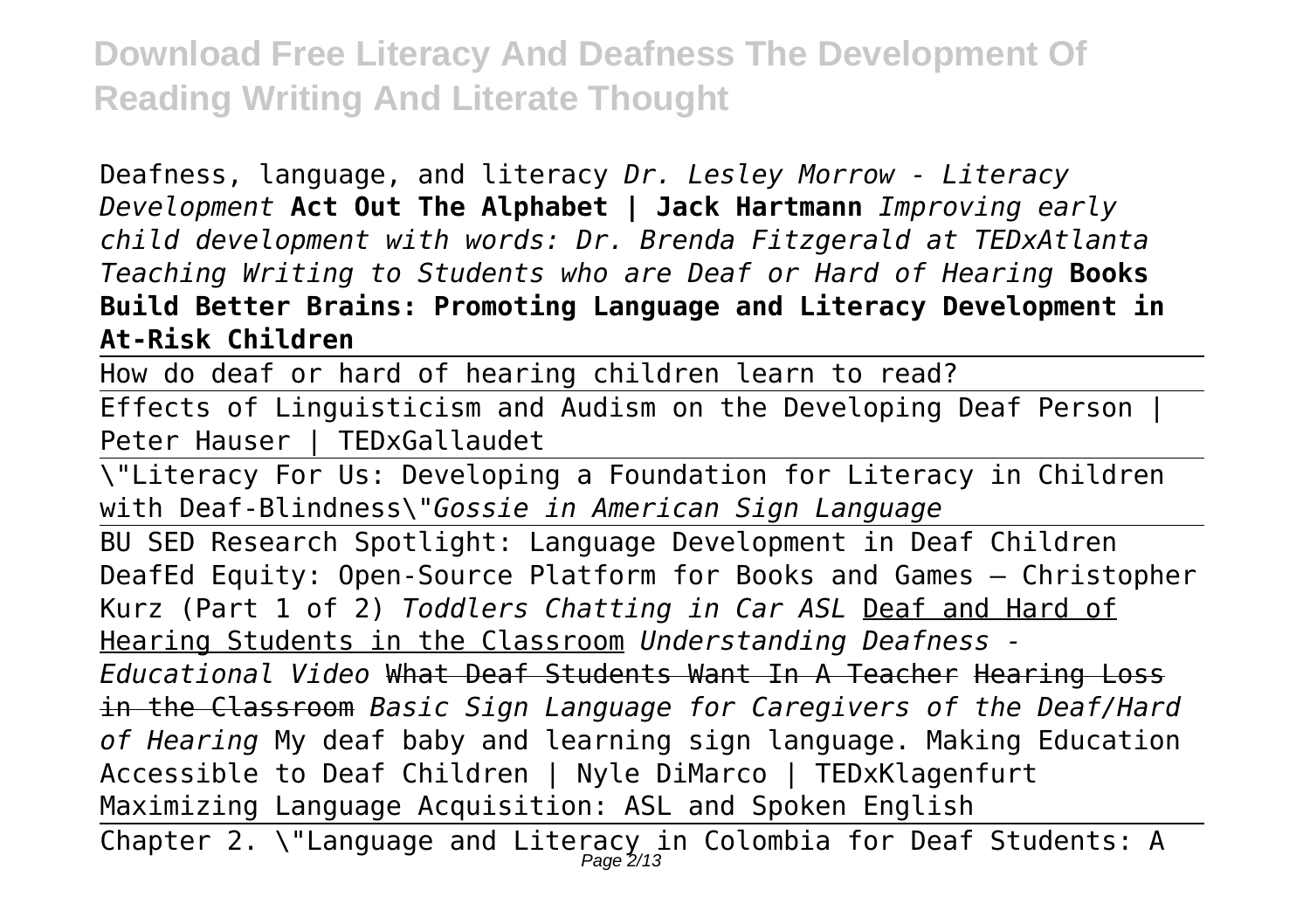Deafness, language, and literacy *Dr. Lesley Morrow - Literacy Development* **Act Out The Alphabet | Jack Hartmann** *Improving early child development with words: Dr. Brenda Fitzgerald at TEDxAtlanta Teaching Writing to Students who are Deaf or Hard of Hearing* **Books Build Better Brains: Promoting Language and Literacy Development in At-Risk Children**

How do deaf or hard of hearing children learn to read?

Effects of Linguisticism and Audism on the Developing Deaf Person | Peter Hauser | TEDxGallaudet

\"Literacy For Us: Developing a Foundation for Literacy in Children with Deaf-Blindness\"*Gossie in American Sign Language*

BU SED Research Spotlight: Language Development in Deaf Children DeafEd Equity: Open-Source Platform for Books and Games – Christopher Kurz (Part 1 of 2) *Toddlers Chatting in Car ASL* Deaf and Hard of Hearing Students in the Classroom *Understanding Deafness - Educational Video* ~~What Deaf Students Want In A Teacher~~ ~~Hearing Loss in the Classroom~~ *Basic Sign Language for Caregivers of the Deaf/Hard of Hearing* My deaf baby and learning sign language. Making Education Accessible to Deaf Children | Nyle DiMarco | TEDxKlagenfurt Maximizing Language Acquisition: ASL and Spoken English

Chapter 2. \"Language and Literacy in Colombia for Deaf Students: A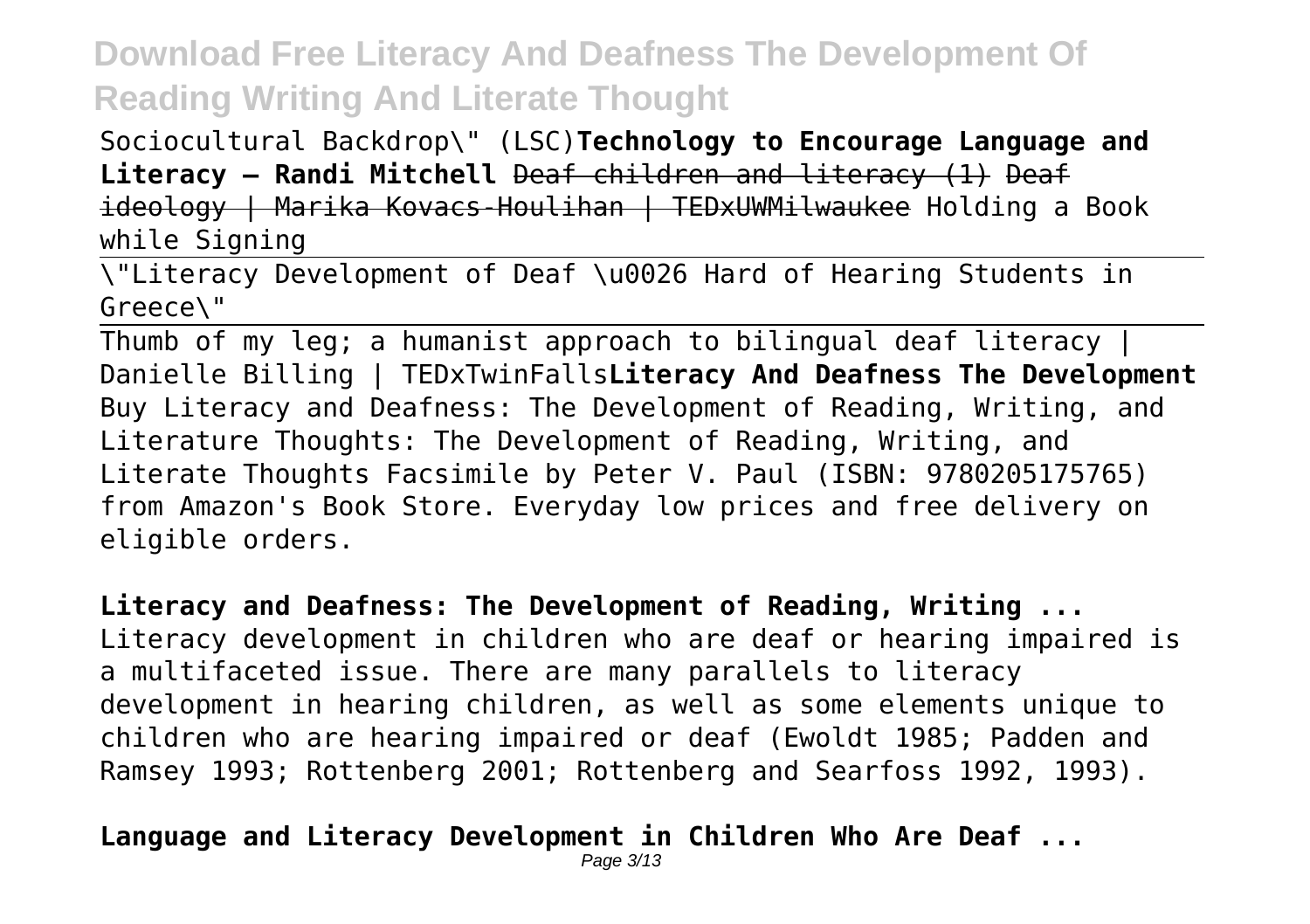Sociocultural Backdrop\" (LSC)**Technology to Encourage Language and Literacy – Randi Mitchell** ~~Deaf children and literacy (1)~~ ~~Deaf ideology | Marika Kovacs-Houlihan | TEDxUWMilwaukee~~ Holding a Book while Signing

\"Literacy Development of Deaf \u0026 Hard of Hearing Students in Greece\"

Thumb of my leg; a humanist approach to bilingual deaf literacy | Danielle Billing | TEDxTwinFalls**Literacy And Deafness The Development**
Buy Literacy and Deafness: The Development of Reading, Writing, and Literature Thoughts: The Development of Reading, Writing, and Literate Thoughts Facsimile by Peter V. Paul (ISBN: 9780205175765) from Amazon's Book Store. Everyday low prices and free delivery on eligible orders.

**Literacy and Deafness: The Development of Reading, Writing ...**
Literacy development in children who are deaf or hearing impaired is a multifaceted issue. There are many parallels to literacy development in hearing children, as well as some elements unique to children who are hearing impaired or deaf (Ewoldt 1985; Padden and Ramsey 1993; Rottenberg 2001; Rottenberg and Searfoss 1992, 1993).

**Language and Literacy Development in Children Who Are Deaf ...**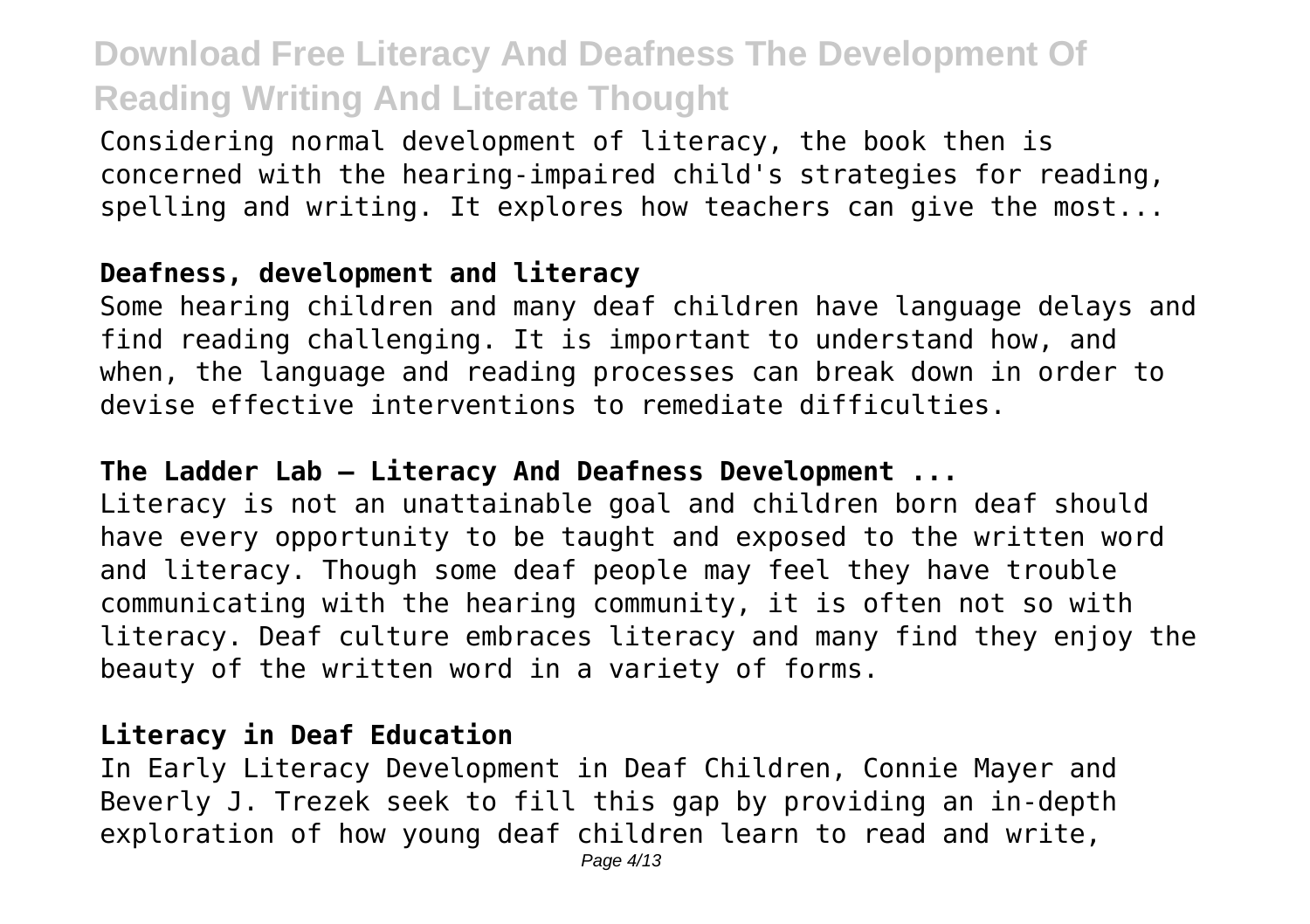Considering normal development of literacy, the book then is concerned with the hearing-impaired child's strategies for reading, spelling and writing. It explores how teachers can give the most...

## Deafness, development and literacy

Some hearing children and many deaf children have language delays and find reading challenging. It is important to understand how, and when, the language and reading processes can break down in order to devise effective interventions to remediate difficulties.

## The Ladder Lab – Literacy And Deafness Development ...

Literacy is not an unattainable goal and children born deaf should have every opportunity to be taught and exposed to the written word and literacy. Though some deaf people may feel they have trouble communicating with the hearing community, it is often not so with literacy. Deaf culture embraces literacy and many find they enjoy the beauty of the written word in a variety of forms.

## Literacy in Deaf Education

In Early Literacy Development in Deaf Children, Connie Mayer and Beverly J. Trezek seek to fill this gap by providing an in-depth exploration of how young deaf children learn to read and write,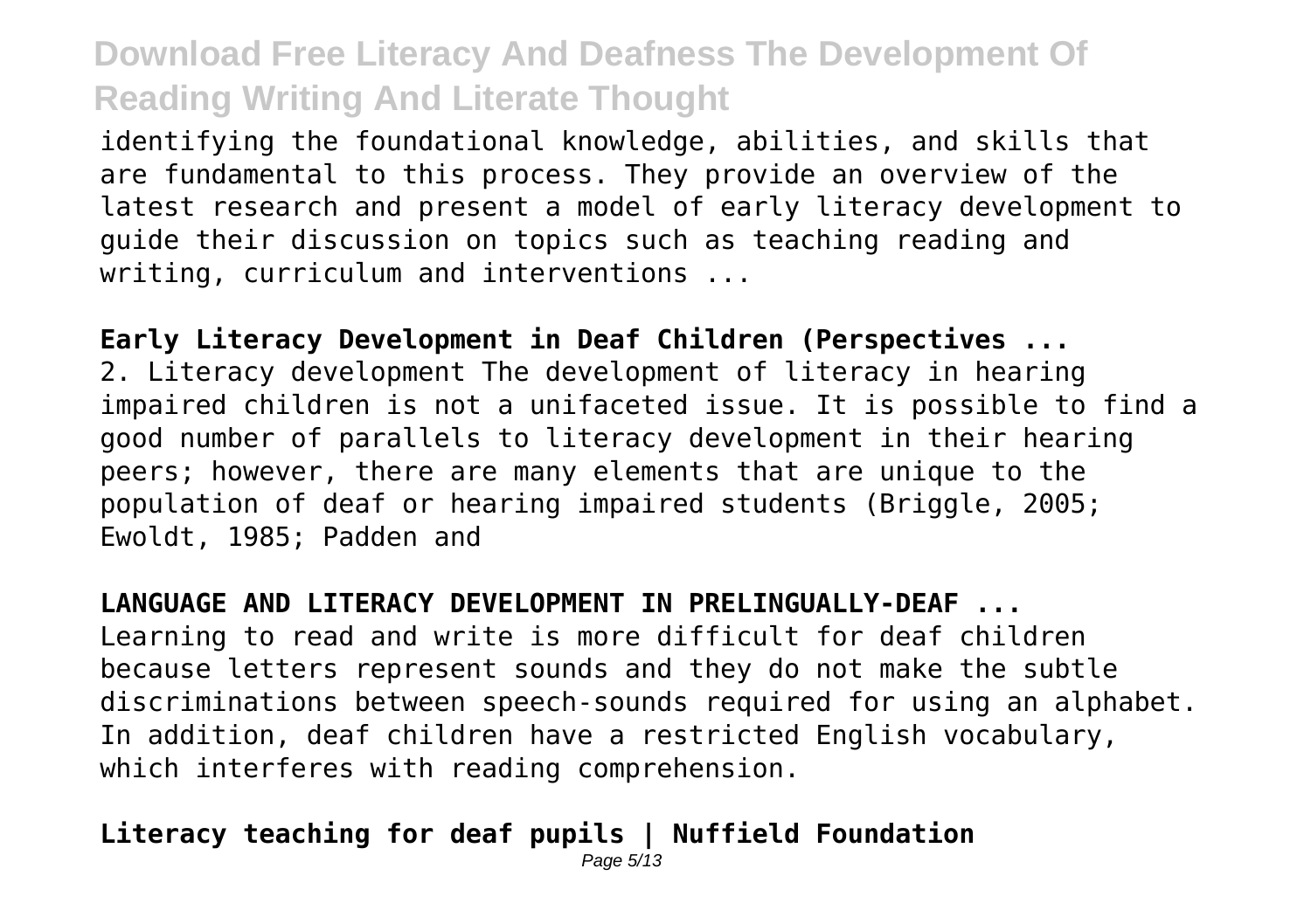identifying the foundational knowledge, abilities, and skills that are fundamental to this process. They provide an overview of the latest research and present a model of early literacy development to guide their discussion on topics such as teaching reading and writing, curriculum and interventions ...

**Early Literacy Development in Deaf Children (Perspectives ...**

2. Literacy development The development of literacy in hearing impaired children is not a unifaceted issue. It is possible to find a good number of parallels to literacy development in their hearing peers; however, there are many elements that are unique to the population of deaf or hearing impaired students (Briggle, 2005; Ewoldt, 1985; Padden and

**LANGUAGE AND LITERACY DEVELOPMENT IN PRELINGUALLY-DEAF ...**

Learning to read and write is more difficult for deaf children because letters represent sounds and they do not make the subtle discriminations between speech-sounds required for using an alphabet. In addition, deaf children have a restricted English vocabulary, which interferes with reading comprehension.

**Literacy teaching for deaf pupils | Nuffield Foundation**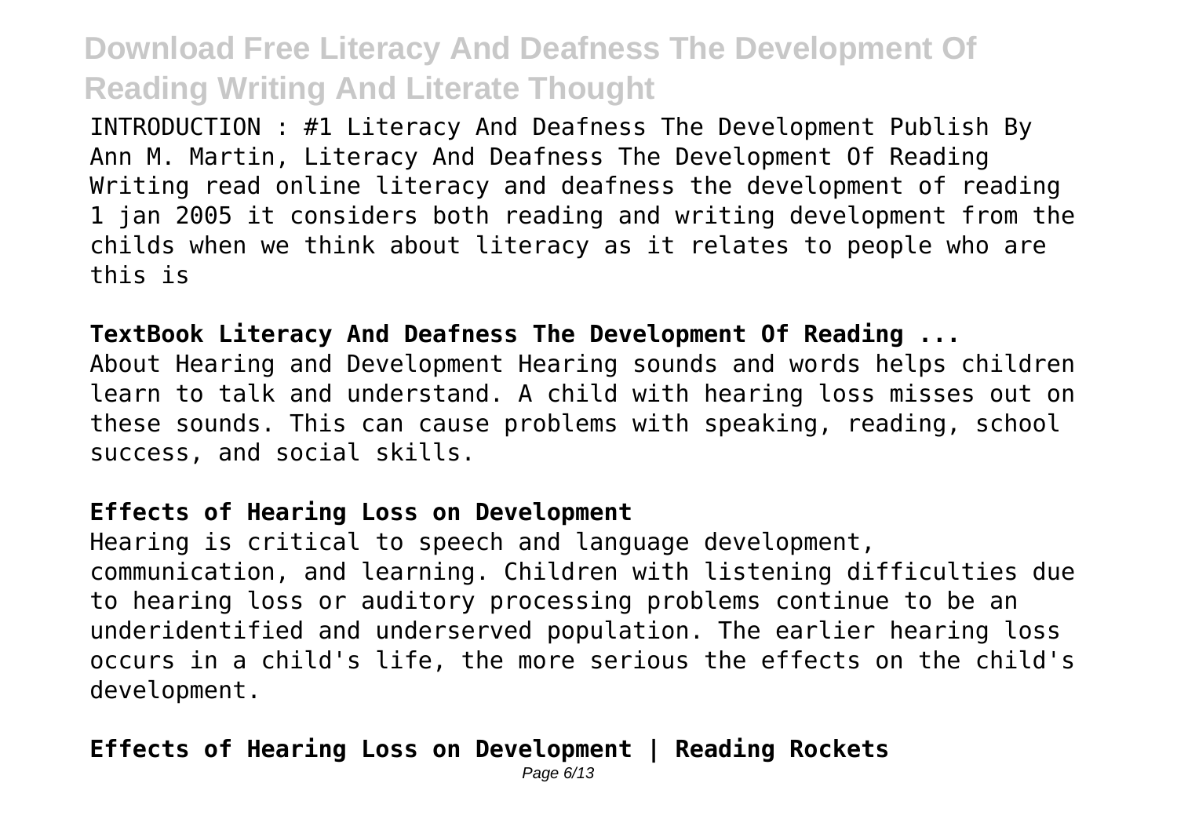INTRODUCTION : #1 Literacy And Deafness The Development Publish By Ann M. Martin, Literacy And Deafness The Development Of Reading Writing read online literacy and deafness the development of reading 1 jan 2005 it considers both reading and writing development from the childs when we think about literacy as it relates to people who are this is

**TextBook Literacy And Deafness The Development Of Reading ...**

About Hearing and Development Hearing sounds and words helps children learn to talk and understand. A child with hearing loss misses out on these sounds. This can cause problems with speaking, reading, school success, and social skills.

**Effects of Hearing Loss on Development**

Hearing is critical to speech and language development, communication, and learning. Children with listening difficulties due to hearing loss or auditory processing problems continue to be an underidentified and underserved population. The earlier hearing loss occurs in a child's life, the more serious the effects on the child's development.

**Effects of Hearing Loss on Development | Reading Rockets**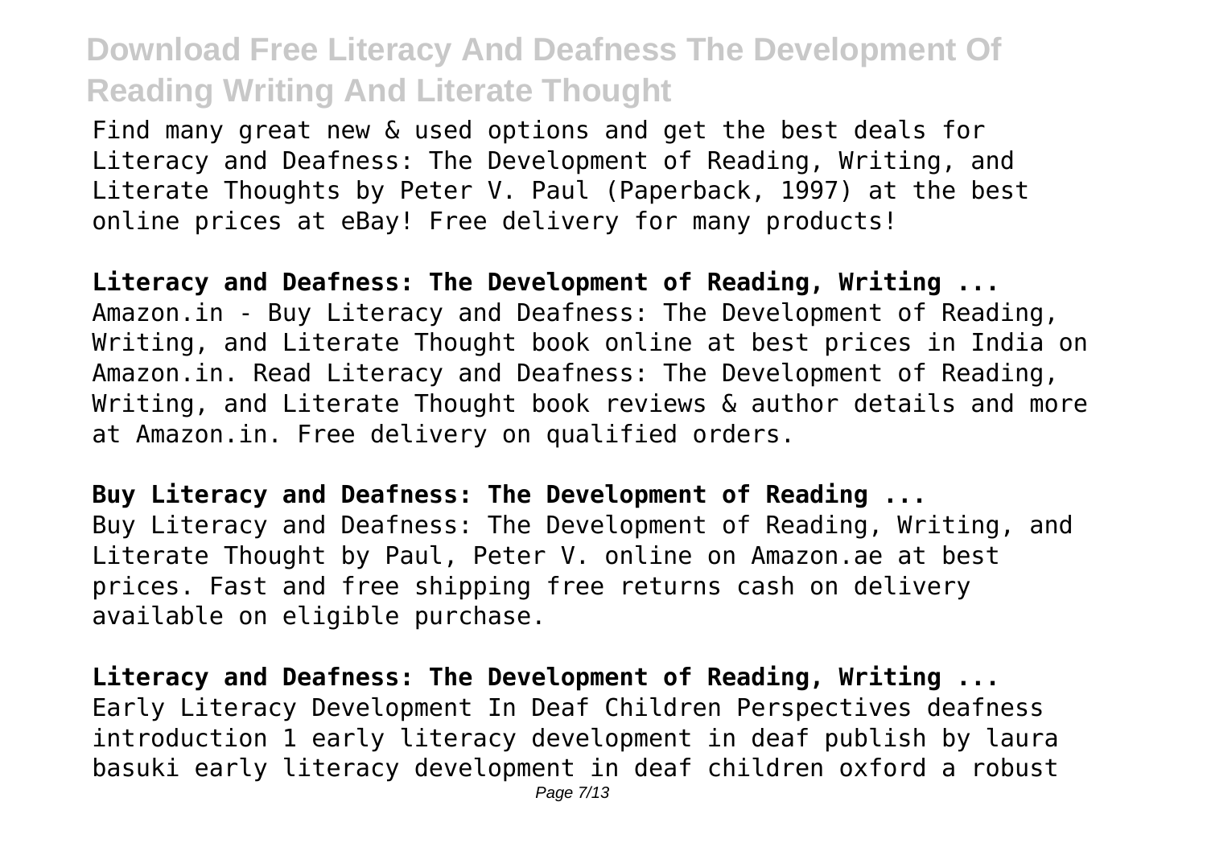Find many great new & used options and get the best deals for Literacy and Deafness: The Development of Reading, Writing, and Literate Thoughts by Peter V. Paul (Paperback, 1997) at the best online prices at eBay! Free delivery for many products!

**Literacy and Deafness: The Development of Reading, Writing ...**
Amazon.in - Buy Literacy and Deafness: The Development of Reading, Writing, and Literate Thought book online at best prices in India on Amazon.in. Read Literacy and Deafness: The Development of Reading, Writing, and Literate Thought book reviews & author details and more at Amazon.in. Free delivery on qualified orders.

**Buy Literacy and Deafness: The Development of Reading ...**
Buy Literacy and Deafness: The Development of Reading, Writing, and Literate Thought by Paul, Peter V. online on Amazon.ae at best prices. Fast and free shipping free returns cash on delivery available on eligible purchase.

**Literacy and Deafness: The Development of Reading, Writing ...**
Early Literacy Development In Deaf Children Perspectives deafness introduction 1 early literacy development in deaf publish by laura basuki early literacy development in deaf children oxford a robust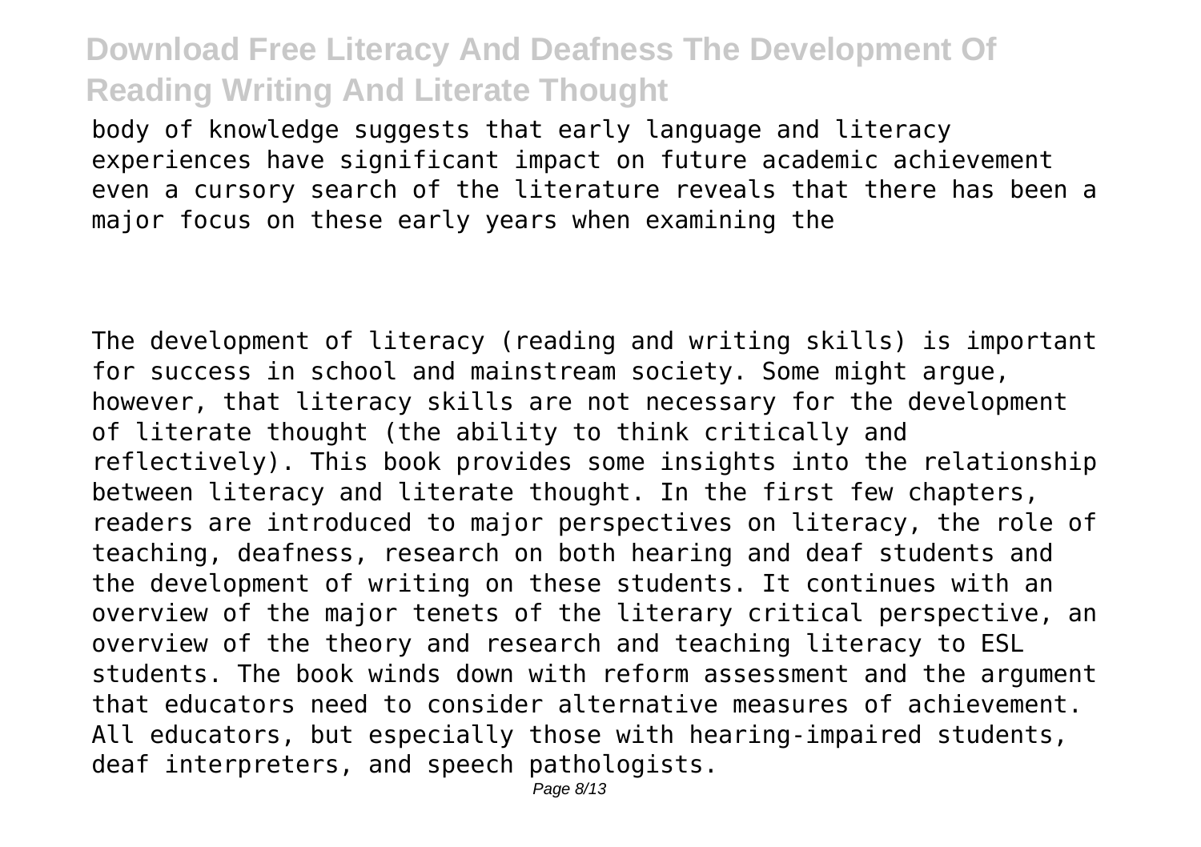body of knowledge suggests that early language and literacy experiences have significant impact on future academic achievement even a cursory search of the literature reveals that there has been a major focus on these early years when examining the

The development of literacy (reading and writing skills) is important for success in school and mainstream society. Some might argue, however, that literacy skills are not necessary for the development of literate thought (the ability to think critically and reflectively). This book provides some insights into the relationship between literacy and literate thought. In the first few chapters, readers are introduced to major perspectives on literacy, the role of teaching, deafness, research on both hearing and deaf students and the development of writing on these students. It continues with an overview of the major tenets of the literary critical perspective, an overview of the theory and research and teaching literacy to ESL students. The book winds down with reform assessment and the argument that educators need to consider alternative measures of achievement. All educators, but especially those with hearing-impaired students, deaf interpreters, and speech pathologists.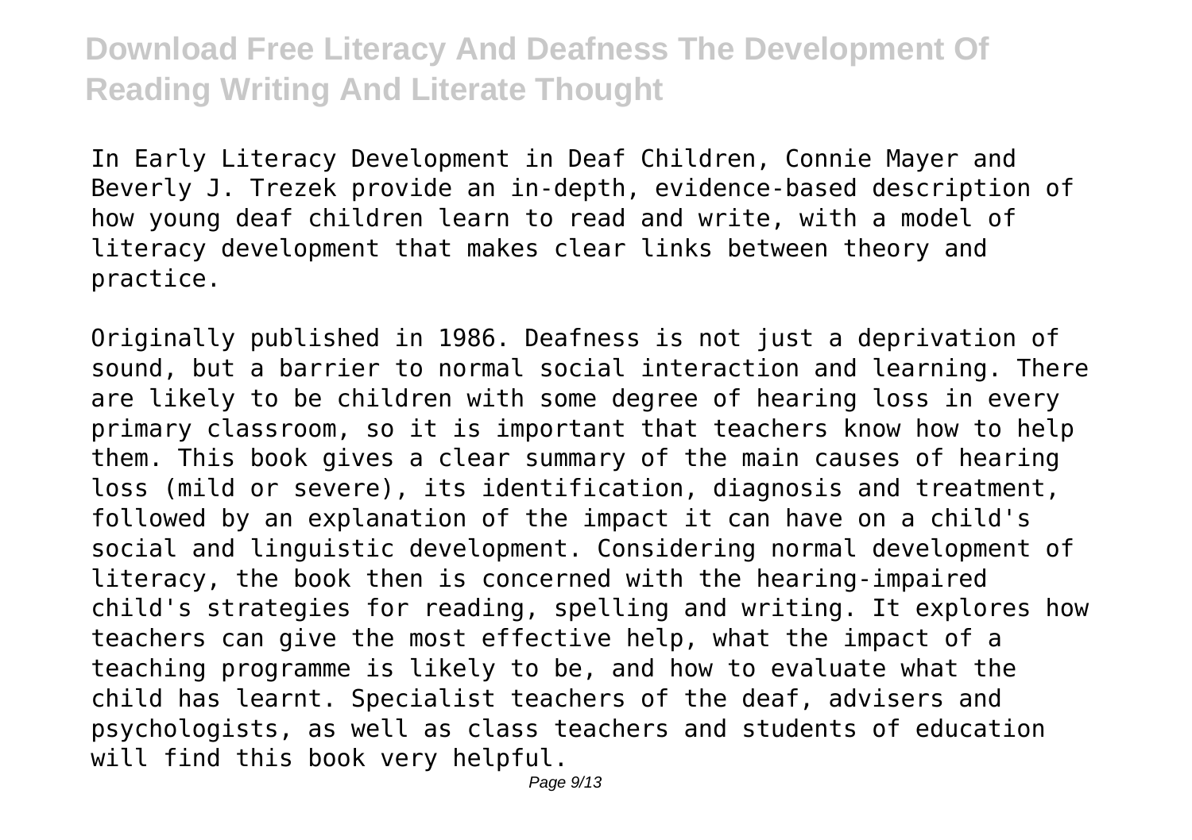In Early Literacy Development in Deaf Children, Connie Mayer and Beverly J. Trezek provide an in-depth, evidence-based description of how young deaf children learn to read and write, with a model of literacy development that makes clear links between theory and practice.

Originally published in 1986. Deafness is not just a deprivation of sound, but a barrier to normal social interaction and learning. There are likely to be children with some degree of hearing loss in every primary classroom, so it is important that teachers know how to help them. This book gives a clear summary of the main causes of hearing loss (mild or severe), its identification, diagnosis and treatment, followed by an explanation of the impact it can have on a child's social and linguistic development. Considering normal development of literacy, the book then is concerned with the hearing-impaired child's strategies for reading, spelling and writing. It explores how teachers can give the most effective help, what the impact of a teaching programme is likely to be, and how to evaluate what the child has learnt. Specialist teachers of the deaf, advisers and psychologists, as well as class teachers and students of education will find this book very helpful.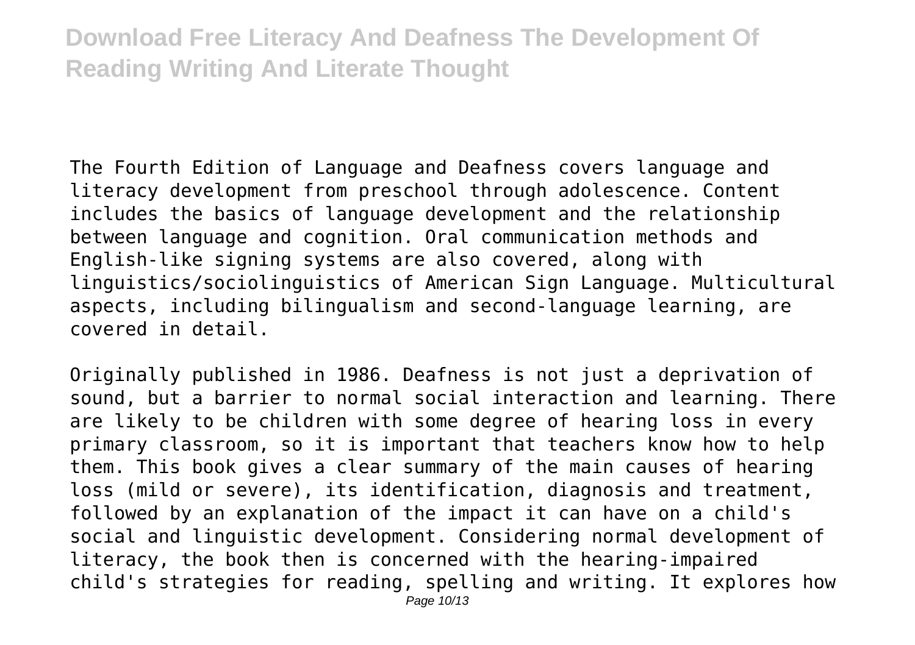The Fourth Edition of Language and Deafness covers language and literacy development from preschool through adolescence. Content includes the basics of language development and the relationship between language and cognition. Oral communication methods and English-like signing systems are also covered, along with linguistics/sociolinguistics of American Sign Language. Multicultural aspects, including bilingualism and second-language learning, are covered in detail.

Originally published in 1986. Deafness is not just a deprivation of sound, but a barrier to normal social interaction and learning. There are likely to be children with some degree of hearing loss in every primary classroom, so it is important that teachers know how to help them. This book gives a clear summary of the main causes of hearing loss (mild or severe), its identification, diagnosis and treatment, followed by an explanation of the impact it can have on a child's social and linguistic development. Considering normal development of literacy, the book then is concerned with the hearing-impaired child's strategies for reading, spelling and writing. It explores how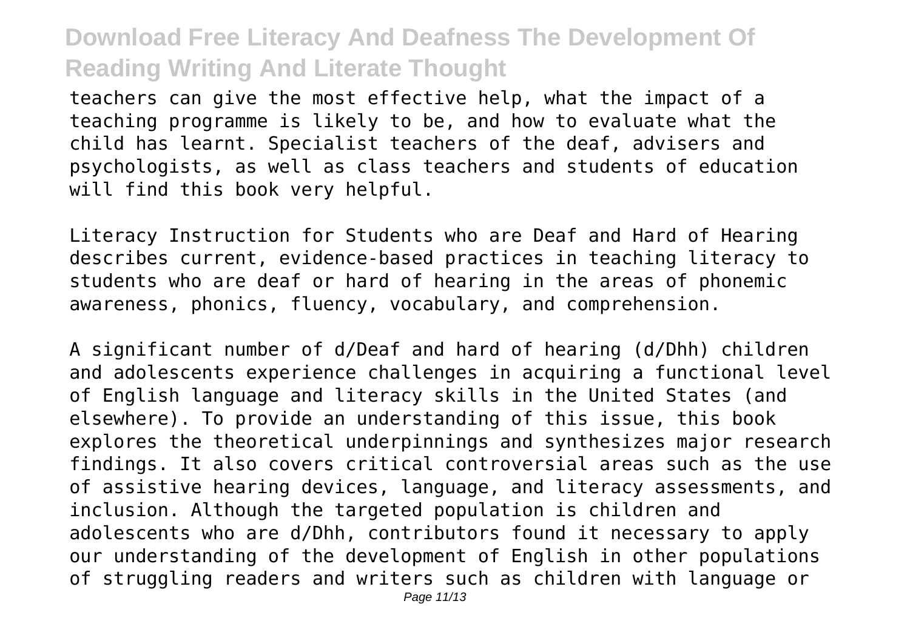teachers can give the most effective help, what the impact of a teaching programme is likely to be, and how to evaluate what the child has learnt. Specialist teachers of the deaf, advisers and psychologists, as well as class teachers and students of education will find this book very helpful.

Literacy Instruction for Students who are Deaf and Hard of Hearing describes current, evidence-based practices in teaching literacy to students who are deaf or hard of hearing in the areas of phonemic awareness, phonics, fluency, vocabulary, and comprehension.

A significant number of d/Deaf and hard of hearing (d/Dhh) children and adolescents experience challenges in acquiring a functional level of English language and literacy skills in the United States (and elsewhere). To provide an understanding of this issue, this book explores the theoretical underpinnings and synthesizes major research findings. It also covers critical controversial areas such as the use of assistive hearing devices, language, and literacy assessments, and inclusion. Although the targeted population is children and adolescents who are d/Dhh, contributors found it necessary to apply our understanding of the development of English in other populations of struggling readers and writers such as children with language or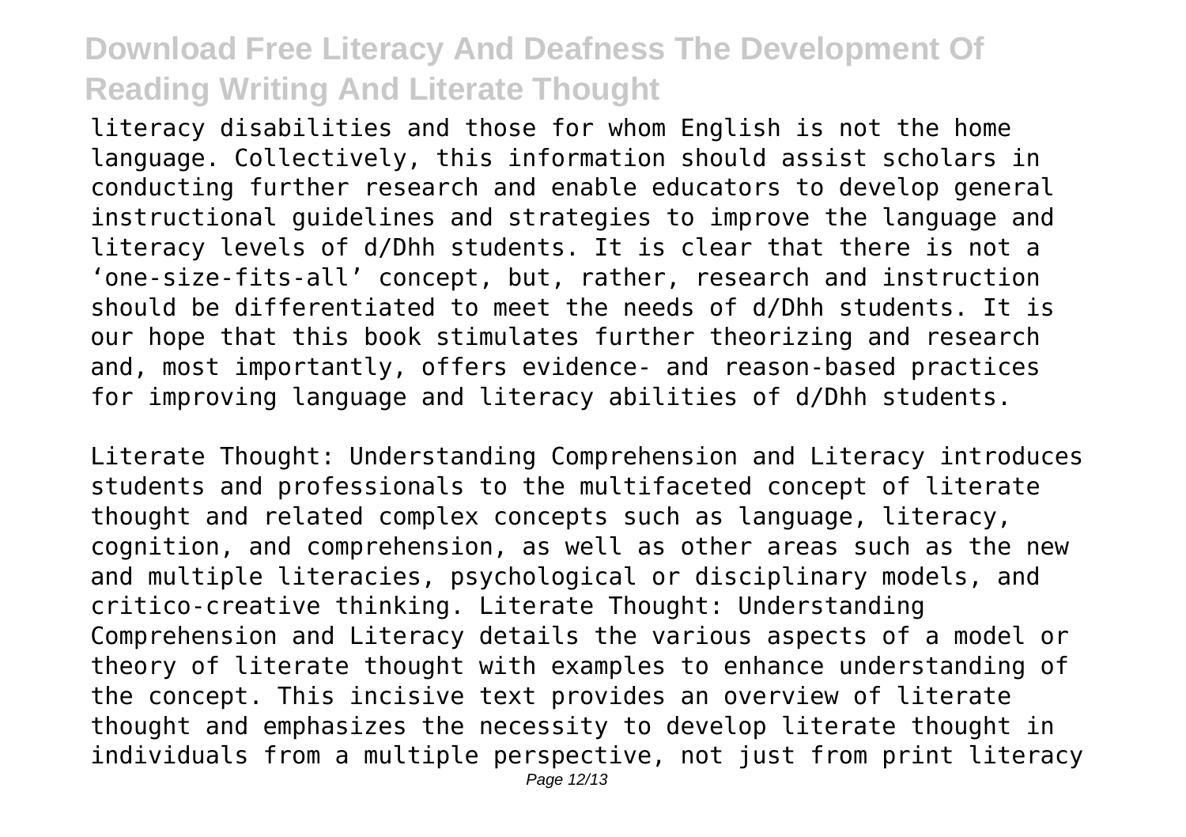literacy disabilities and those for whom English is not the home language. Collectively, this information should assist scholars in conducting further research and enable educators to develop general instructional guidelines and strategies to improve the language and literacy levels of d/Dhh students. It is clear that there is not a 'one-size-fits-all' concept, but, rather, research and instruction should be differentiated to meet the needs of d/Dhh students. It is our hope that this book stimulates further theorizing and research and, most importantly, offers evidence- and reason-based practices for improving language and literacy abilities of d/Dhh students.

Literate Thought: Understanding Comprehension and Literacy introduces students and professionals to the multifaceted concept of literate thought and related complex concepts such as language, literacy, cognition, and comprehension, as well as other areas such as the new and multiple literacies, psychological or disciplinary models, and critico-creative thinking. Literate Thought: Understanding Comprehension and Literacy details the various aspects of a model or theory of literate thought with examples to enhance understanding of the concept. This incisive text provides an overview of literate thought and emphasizes the necessity to develop literate thought in individuals from a multiple perspective, not just from print literacy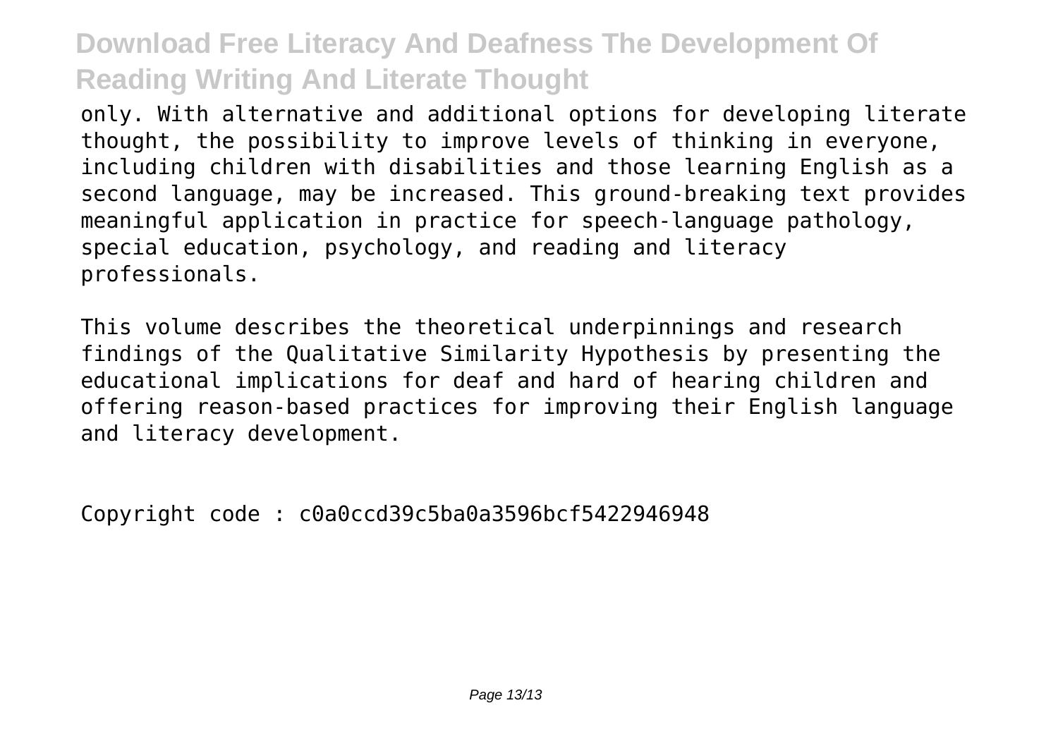only. With alternative and additional options for developing literate thought, the possibility to improve levels of thinking in everyone, including children with disabilities and those learning English as a second language, may be increased. This ground-breaking text provides meaningful application in practice for speech-language pathology, special education, psychology, and reading and literacy professionals.

This volume describes the theoretical underpinnings and research findings of the Qualitative Similarity Hypothesis by presenting the educational implications for deaf and hard of hearing children and offering reason-based practices for improving their English language and literacy development.

Copyright code : c0a0ccd39c5ba0a3596bcf5422946948